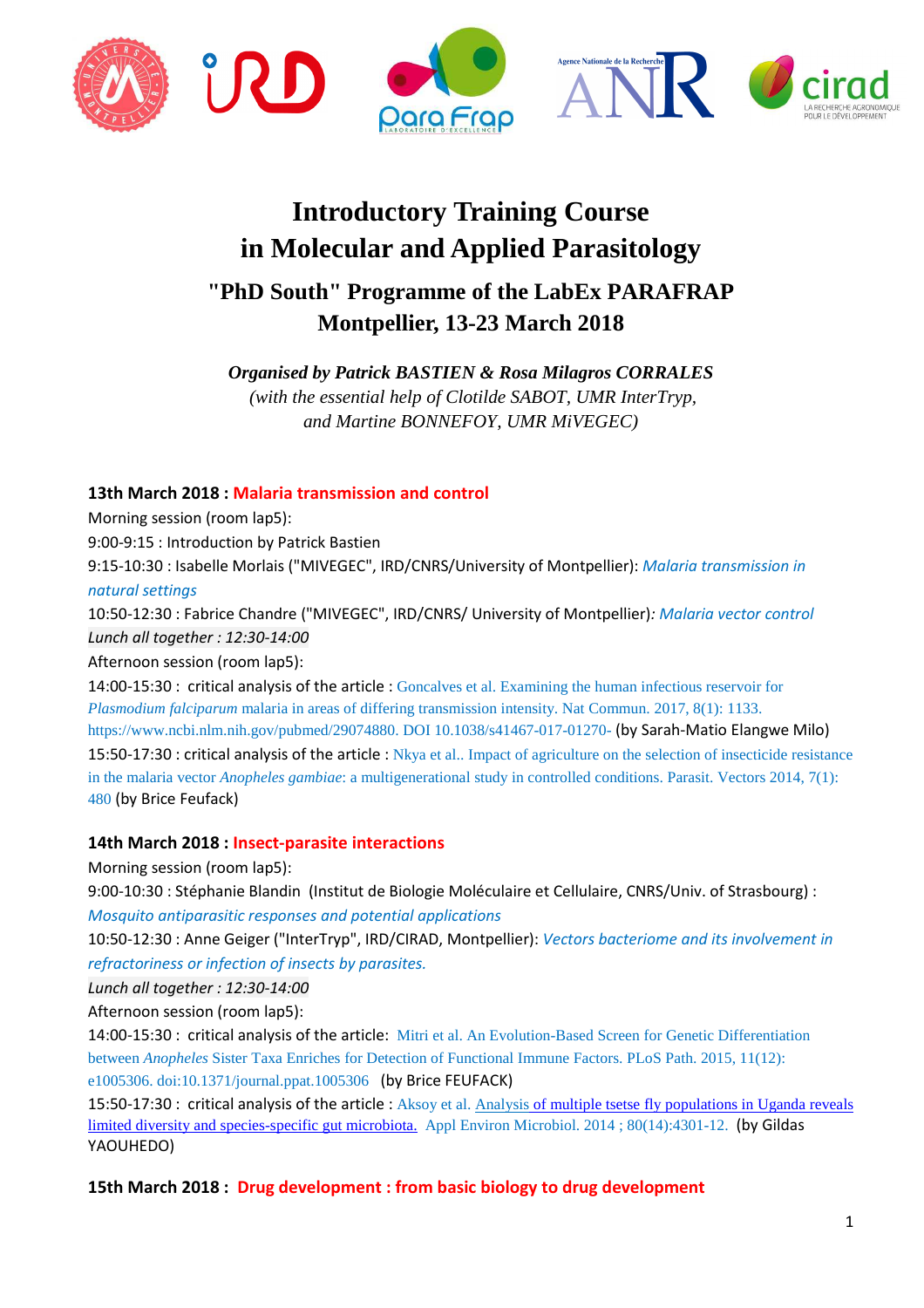# Introductory Training Course in Molecular and Applied Parasitology

## "PhD South" Programme of the LabEx PARAFRAP Montpellier, 13-23 March 2018

***Organised by Patrick BASTIEN & Rosa Milagros CORRALES***

*(with the essential help of Clotilde SABOT, UMR InterTryp, and Martine BONNEFOY, UMR MiVEGEC)*

**13th March 2018 : Malaria transmission and control**

Morning session (room lap5):

9:00-9:15 : Introduction by Patrick Bastien

9:15-10:30 : Isabelle Morlais ("MIVEGEC", IRD/CNRS/University of Montpellier): *Malaria transmission in natural settings*

10:50-12:30 : Fabrice Chandre ("MIVEGEC", IRD/CNRS/ University of Montpellier)*: Malaria vector control*

*Lunch all together : 12:30-14:00*

Afternoon session (room lap5):

14:00-15:30 : critical analysis of the article : Goncalves et al. Examining the human infectious reservoir for *Plasmodium falciparum* malaria in areas of differing transmission intensity. Nat Commun. 2017, 8(1): 1133. https://www.ncbi.nlm.nih.gov/pubmed/29074880. DOI 10.1038/s41467-017-01270- (by Sarah-Matio Elangwe Milo)

15:50-17:30 : critical analysis of the article : Nkya et al.. Impact of agriculture on the selection of insecticide resistance in the malaria vector *Anopheles gambiae*: a multigenerational study in controlled conditions. Parasit. Vectors 2014, 7(1): 480 (by Brice Feufack)

**14th March 2018 : Insect-parasite interactions**

Morning session (room lap5):

9:00-10:30 : Stéphanie Blandin (Institut de Biologie Moléculaire et Cellulaire, CNRS/Univ. of Strasbourg) : *Mosquito antiparasitic responses and potential applications*

10:50-12:30 : Anne Geiger ("InterTryp", IRD/CIRAD, Montpellier): *Vectors bacteriome and its involvement in refractoriness or infection of insects by parasites.*

*Lunch all together : 12:30-14:00*

Afternoon session (room lap5):

14:00-15:30 : critical analysis of the article: Mitri et al. An Evolution-Based Screen for Genetic Differentiation between *Anopheles* Sister Taxa Enriches for Detection of Functional Immune Factors. PLoS Path. 2015, 11(12): e1005306. doi:10.1371/journal.ppat.1005306 (by Brice FEUFACK)

15:50-17:30 : critical analysis of the article : Aksoy et al. Analysis of multiple tsetse fly populations in Uganda reveals limited diversity and species-specific gut microbiota. Appl Environ Microbiol. 2014 ; 80(14):4301-12. (by Gildas YAOUHEDO)

**15th March 2018 : Drug development : from basic biology to drug development**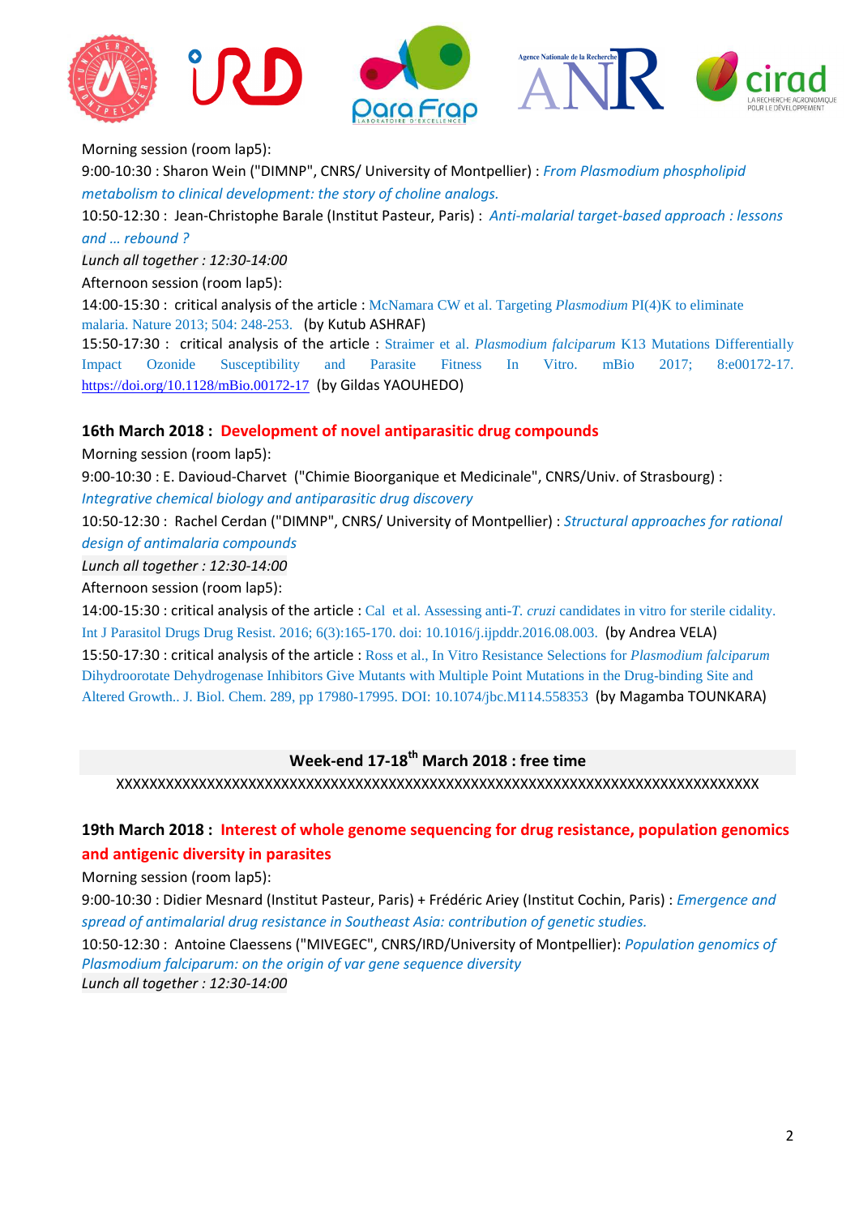Morning session (room lap5):

9:00-10:30 : Sharon Wein ("DIMNP", CNRS/ University of Montpellier) : *From Plasmodium phospholipid metabolism to clinical development: the story of choline analogs.*

10:50-12:30 : Jean-Christophe Barale (Institut Pasteur, Paris) : *Anti-malarial target-based approach : lessons and … rebound ?*

*Lunch all together : 12:30-14:00*

Afternoon session (room lap5):

14:00-15:30 : critical analysis of the article : McNamara CW et al. Targeting *Plasmodium* PI(4)K to eliminate malaria. Nature 2013; 504: 248-253. (by Kutub ASHRAF)

15:50-17:30 : critical analysis of the article : Straimer et al. *Plasmodium falciparum* K13 Mutations Differentially Impact Ozonide Susceptibility and Parasite Fitness In Vitro. mBio 2017; 8:e00172-17. https://doi.org/10.1128/mBio.00172-17 (by Gildas YAOUHEDO)

**16th March 2018 : Development of novel antiparasitic drug compounds**

Morning session (room lap5):

9:00-10:30 : E. Davioud-Charvet ("Chimie Bioorganique et Medicinale", CNRS/Univ. of Strasbourg) : *Integrative chemical biology and antiparasitic drug discovery*

10:50-12:30 : Rachel Cerdan ("DIMNP", CNRS/ University of Montpellier) : *Structural approaches for rational design of antimalaria compounds*

*Lunch all together : 12:30-14:00*

Afternoon session (room lap5):

14:00-15:30 : critical analysis of the article : Cal et al. Assessing anti-*T. cruzi* candidates in vitro for sterile cidality. Int J Parasitol Drugs Drug Resist. 2016; 6(3):165-170. doi: 10.1016/j.ijpddr.2016.08.003. (by Andrea VELA)

15:50-17:30 : critical analysis of the article : Ross et al., In Vitro Resistance Selections for *Plasmodium falciparum* Dihydroorotate Dehydrogenase Inhibitors Give Mutants with Multiple Point Mutations in the Drug-binding Site and Altered Growth.. J. Biol. Chem. 289, pp 17980-17995. DOI: 10.1074/jbc.M114.558353 (by Magamba TOUNKARA)

**Week-end 17-18th March 2018 : free time**

XXXXXXXXXXXXXXXXXXXXXXXXXXXXXXXXXXXXXXXXXXXXXXXXXXXXXXXXXXXXXXXXXXXXXXXXXXXXXXXXXXX

**19th March 2018 : Interest of whole genome sequencing for drug resistance, population genomics and antigenic diversity in parasites**

Morning session (room lap5):

9:00-10:30 : Didier Mesnard (Institut Pasteur, Paris) + Frédéric Ariey (Institut Cochin, Paris) : *Emergence and spread of antimalarial drug resistance in Southeast Asia: contribution of genetic studies.*

10:50-12:30 : Antoine Claessens ("MIVEGEC", CNRS/IRD/University of Montpellier): *Population genomics of Plasmodium falciparum: on the origin of var gene sequence diversity*

*Lunch all together : 12:30-14:00*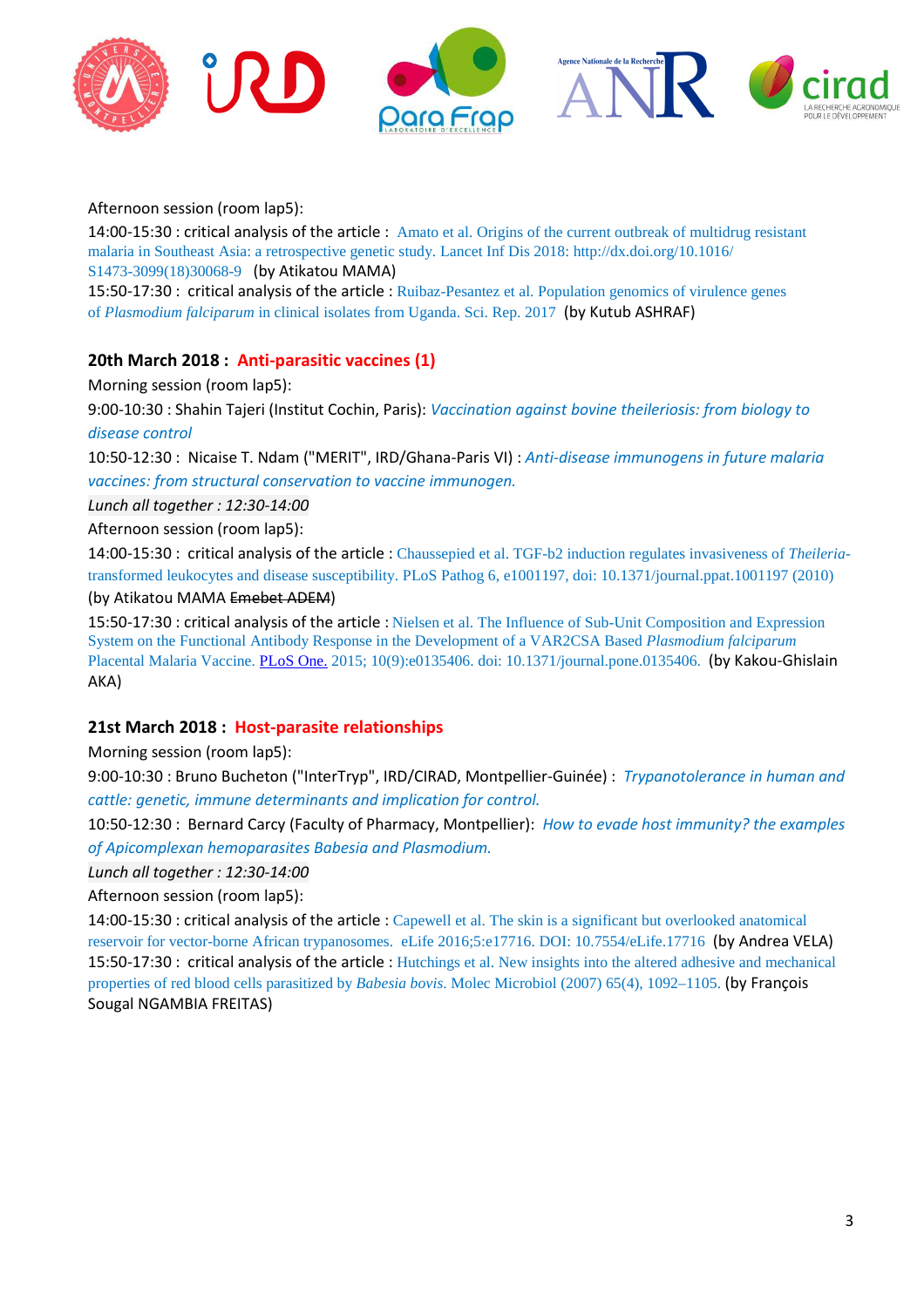Afternoon session (room lap5):

14:00-15:30 : critical analysis of the article : Amato et al. Origins of the current outbreak of multidrug resistant malaria in Southeast Asia: a retrospective genetic study. Lancet Inf Dis 2018: http://dx.doi.org/10.1016/S1473-3099(18)30068-9 (by Atikatou MAMA)

15:50-17:30 : critical analysis of the article : Ruibaz-Pesantez et al. Population genomics of virulence genes of *Plasmodium falciparum* in clinical isolates from Uganda. Sci. Rep. 2017 (by Kutub ASHRAF)

### 20th March 2018 : Anti-parasitic vaccines (1)

Morning session (room lap5):

9:00-10:30 : Shahin Tajeri (Institut Cochin, Paris): *Vaccination against bovine theileriosis: from biology to disease control*

10:50-12:30 : Nicaise T. Ndam ("MERIT", IRD/Ghana-Paris VI) : *Anti-disease immunogens in future malaria vaccines: from structural conservation to vaccine immunogen.*

*Lunch all together : 12:30-14:00*

Afternoon session (room lap5):

14:00-15:30 : critical analysis of the article : Chaussepied et al. TGF-b2 induction regulates invasiveness of *Theileria*-transformed leukocytes and disease susceptibility. PLoS Pathog 6, e1001197, doi: 10.1371/journal.ppat.1001197 (2010) (by Atikatou MAMA ~~Emebet ADEM~~)

15:50-17:30 : critical analysis of the article : Nielsen et al. The Influence of Sub-Unit Composition and Expression System on the Functional Antibody Response in the Development of a VAR2CSA Based *Plasmodium falciparum* Placental Malaria Vaccine. PLoS One. 2015; 10(9):e0135406. doi: 10.1371/journal.pone.0135406. (by Kakou-Ghislain AKA)

### 21st March 2018 : Host-parasite relationships

Morning session (room lap5):

9:00-10:30 : Bruno Bucheton ("InterTryp", IRD/CIRAD, Montpellier-Guinée) : *Trypanotolerance in human and cattle: genetic, immune determinants and implication for control.*

10:50-12:30 : Bernard Carcy (Faculty of Pharmacy, Montpellier): *How to evade host immunity? the examples of Apicomplexan hemoparasites Babesia and Plasmodium.*

*Lunch all together : 12:30-14:00*

Afternoon session (room lap5):

14:00-15:30 : critical analysis of the article : Capewell et al. The skin is a significant but overlooked anatomical reservoir for vector-borne African trypanosomes. eLife 2016;5:e17716. DOI: 10.7554/eLife.17716 (by Andrea VELA)

15:50-17:30 : critical analysis of the article : Hutchings et al. New insights into the altered adhesive and mechanical properties of red blood cells parasitized by *Babesia bovis*. Molec Microbiol (2007) 65(4), 1092–1105. (by François Sougal NGAMBIA FREITAS)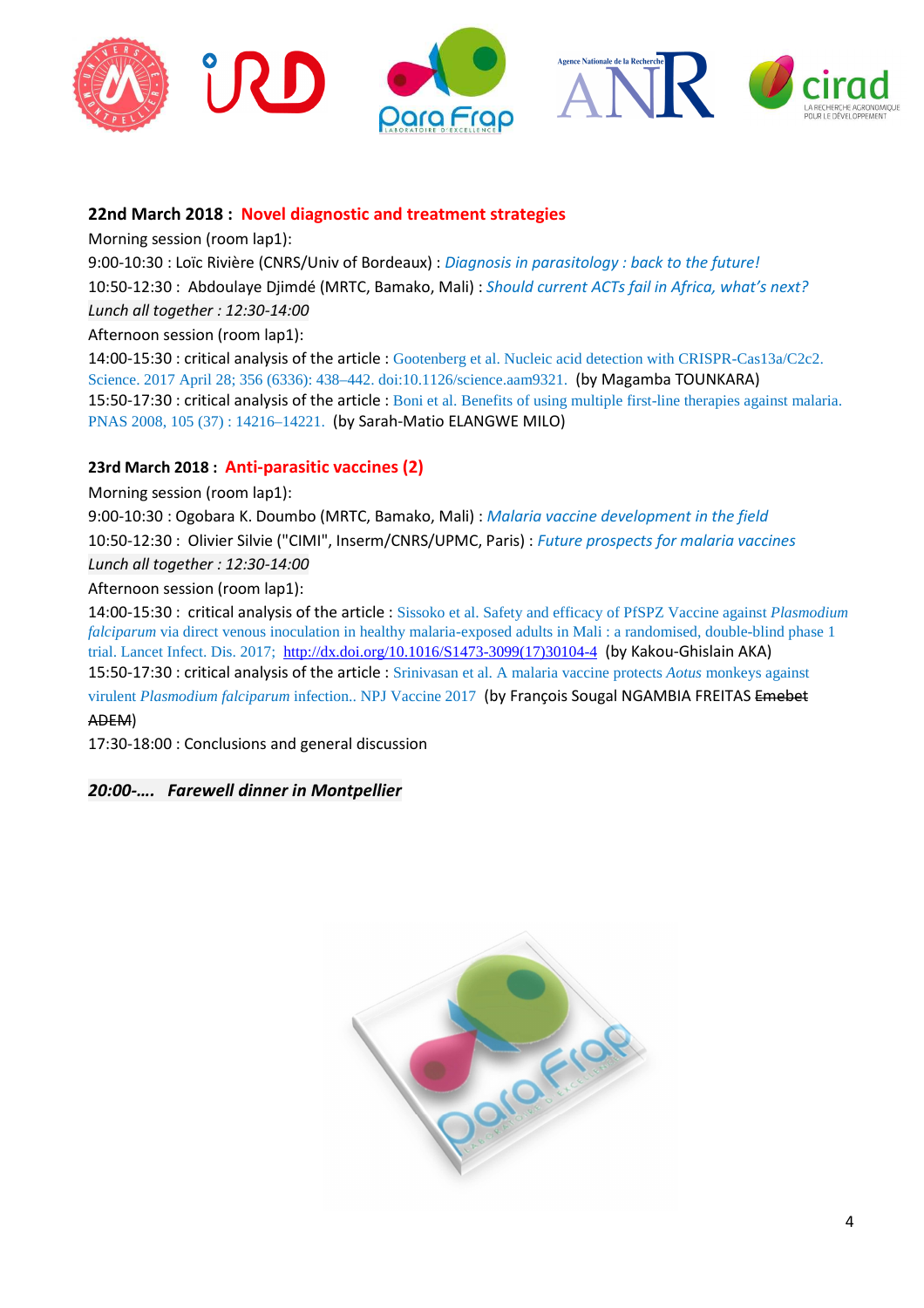**22nd March 2018 : Novel diagnostic and treatment strategies**

Morning session (room lap1):

9:00-10:30 : Loïc Rivière (CNRS/Univ of Bordeaux) : *Diagnosis in parasitology : back to the future!*

10:50-12:30 : Abdoulaye Djimdé (MRTC, Bamako, Mali) : *Should current ACTs fail in Africa, what's next?*

*Lunch all together : 12:30-14:00*

Afternoon session (room lap1):

14:00-15:30 : critical analysis of the article : Gootenberg et al. Nucleic acid detection with CRISPR-Cas13a/C2c2. Science. 2017 April 28; 356 (6336): 438–442. doi:10.1126/science.aam9321. (by Magamba TOUNKARA)

15:50-17:30 : critical analysis of the article : Boni et al. Benefits of using multiple first-line therapies against malaria. PNAS 2008, 105 (37) : 14216–14221. (by Sarah-Matio ELANGWE MILO)

**23rd March 2018 : Anti-parasitic vaccines (2)**

Morning session (room lap1):

9:00-10:30 : Ogobara K. Doumbo (MRTC, Bamako, Mali) : *Malaria vaccine development in the field*

10:50-12:30 : Olivier Silvie ("CIMI", Inserm/CNRS/UPMC, Paris) : *Future prospects for malaria vaccines*

*Lunch all together : 12:30-14:00*

Afternoon session (room lap1):

14:00-15:30 : critical analysis of the article : Sissoko et al. Safety and efficacy of PfSPZ Vaccine against *Plasmodium falciparum* via direct venous inoculation in healthy malaria-exposed adults in Mali : a randomised, double-blind phase 1 trial. Lancet Infect. Dis. 2017; http://dx.doi.org/10.1016/S1473-3099(17)30104-4 (by Kakou-Ghislain AKA)

15:50-17:30 : critical analysis of the article : Srinivasan et al. A malaria vaccine protects *Aotus* monkeys against virulent *Plasmodium falciparum* infection.. NPJ Vaccine 2017 (by François Sougal NGAMBIA FREITAS ~~Emebet ADEM~~)

17:30-18:00 : Conclusions and general discussion

***20:00-…. Farewell dinner in Montpellier***